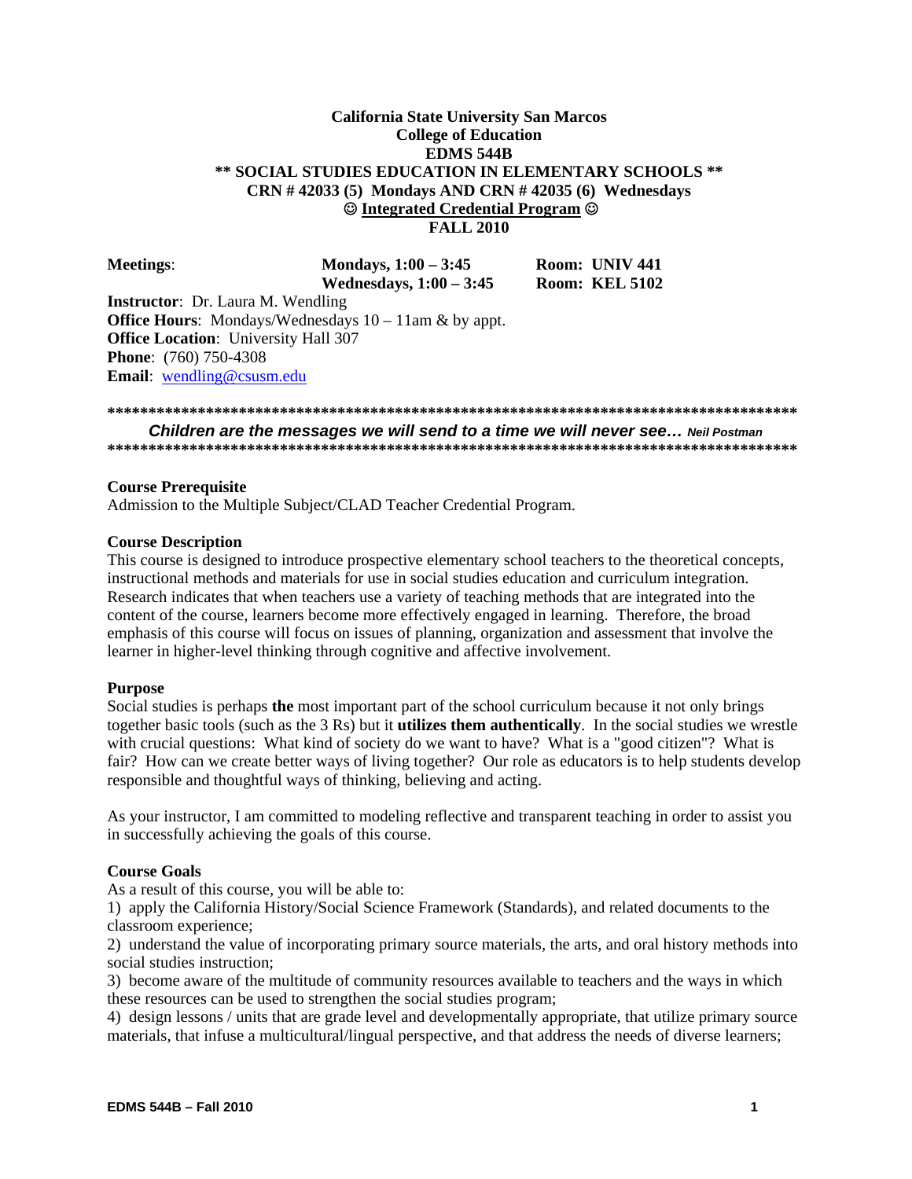**California State University San Marcos**
**College of Education**
**EDMS 544B**
**\*\* SOCIAL STUDIES EDUCATION IN ELEMENTARY SCHOOLS \*\***
**CRN # 42033 (5) Mondays AND CRN # 42035 (6) Wednesdays**
**☺ Integrated Credential Program ☺**
**FALL 2010**

**Meetings**: **Mondays, 1:00 – 3:45** **Room: UNIV 441**
**Wednesdays, 1:00 – 3:45** **Room: KEL 5102**

**Instructor**: Dr. Laura M. Wendling
**Office Hours**: Mondays/Wednesdays 10 – 11am & by appt.
**Office Location**: University Hall 307
**Phone**: (760) 750-4308
**Email**: wendling@csusm.edu

**\*\*\*\*\*\*\*\*\*\*\*\*\*\*\*\*\*\*\*\*\*\*\*\*\*\*\*\*\*\*\*\*\*\*\*\*\*\*\*\*\*\*\*\*\*\*\*\*\*\*\*\*\*\*\*\*\*\*\*\*\*\*\*\*\*\*\*\*\*\*\*\*\*\*\*\*\*\*\*\*\*\*\*\*\*\***

***Children are the messages we will send to a time we will never see…*** ***Neil Postman***

**\*\*\*\*\*\*\*\*\*\*\*\*\*\*\*\*\*\*\*\*\*\*\*\*\*\*\*\*\*\*\*\*\*\*\*\*\*\*\*\*\*\*\*\*\*\*\*\*\*\*\*\*\*\*\*\*\*\*\*\*\*\*\*\*\*\*\*\*\*\*\*\*\*\*\*\*\*\*\*\*\*\*\*\*\*\***

## Course Prerequisite

Admission to the Multiple Subject/CLAD Teacher Credential Program.

## Course Description

This course is designed to introduce prospective elementary school teachers to the theoretical concepts, instructional methods and materials for use in social studies education and curriculum integration. Research indicates that when teachers use a variety of teaching methods that are integrated into the content of the course, learners become more effectively engaged in learning. Therefore, the broad emphasis of this course will focus on issues of planning, organization and assessment that involve the learner in higher-level thinking through cognitive and affective involvement.

## Purpose

Social studies is perhaps **the** most important part of the school curriculum because it not only brings together basic tools (such as the 3 Rs) but it **utilizes them authentically**. In the social studies we wrestle with crucial questions: What kind of society do we want to have? What is a "good citizen"? What is fair? How can we create better ways of living together? Our role as educators is to help students develop responsible and thoughtful ways of thinking, believing and acting.

As your instructor, I am committed to modeling reflective and transparent teaching in order to assist you in successfully achieving the goals of this course.

## Course Goals

As a result of this course, you will be able to:

1) apply the California History/Social Science Framework (Standards), and related documents to the classroom experience;

2) understand the value of incorporating primary source materials, the arts, and oral history methods into social studies instruction;

3) become aware of the multitude of community resources available to teachers and the ways in which these resources can be used to strengthen the social studies program;

4) design lessons / units that are grade level and developmentally appropriate, that utilize primary source materials, that infuse a multicultural/lingual perspective, and that address the needs of diverse learners;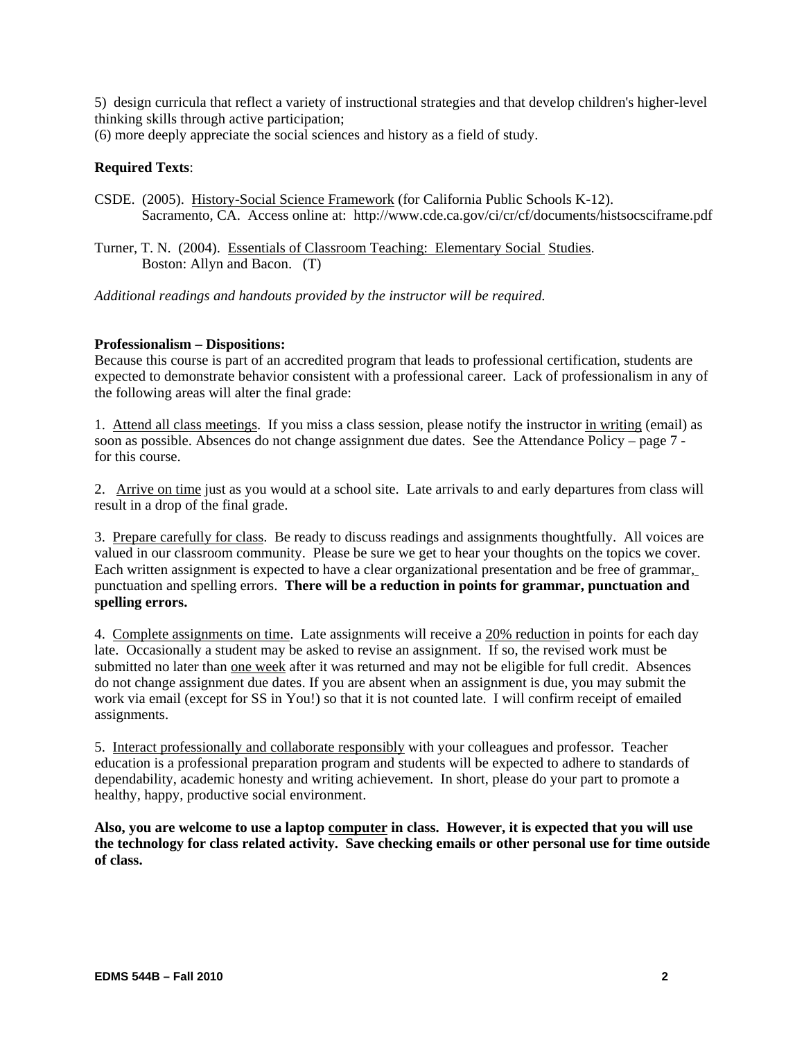5) design curricula that reflect a variety of instructional strategies and that develop children's higher-level thinking skills through active participation;
(6) more deeply appreciate the social sciences and history as a field of study.

**Required Texts**:

CSDE. (2005). History-Social Science Framework (for California Public Schools K-12). Sacramento, CA. Access online at: http://www.cde.ca.gov/ci/cr/cf/documents/histsocsciframe.pdf

Turner, T. N. (2004). Essentials of Classroom Teaching: Elementary Social Studies. Boston: Allyn and Bacon. (T)

*Additional readings and handouts provided by the instructor will be required.*

**Professionalism – Dispositions:**
Because this course is part of an accredited program that leads to professional certification, students are expected to demonstrate behavior consistent with a professional career. Lack of professionalism in any of the following areas will alter the final grade:

1. Attend all class meetings. If you miss a class session, please notify the instructor in writing (email) as soon as possible. Absences do not change assignment due dates. See the Attendance Policy – page 7 - for this course.

2. Arrive on time just as you would at a school site. Late arrivals to and early departures from class will result in a drop of the final grade.

3. Prepare carefully for class. Be ready to discuss readings and assignments thoughtfully. All voices are valued in our classroom community. Please be sure we get to hear your thoughts on the topics we cover. Each written assignment is expected to have a clear organizational presentation and be free of grammar, punctuation and spelling errors. **There will be a reduction in points for grammar, punctuation and spelling errors.**

4. Complete assignments on time. Late assignments will receive a 20% reduction in points for each day late. Occasionally a student may be asked to revise an assignment. If so, the revised work must be submitted no later than one week after it was returned and may not be eligible for full credit. Absences do not change assignment due dates. If you are absent when an assignment is due, you may submit the work via email (except for SS in You!) so that it is not counted late. I will confirm receipt of emailed assignments.

5. Interact professionally and collaborate responsibly with your colleagues and professor. Teacher education is a professional preparation program and students will be expected to adhere to standards of dependability, academic honesty and writing achievement. In short, please do your part to promote a healthy, happy, productive social environment.

**Also, you are welcome to use a laptop computer in class. However, it is expected that you will use the technology for class related activity. Save checking emails or other personal use for time outside of class.**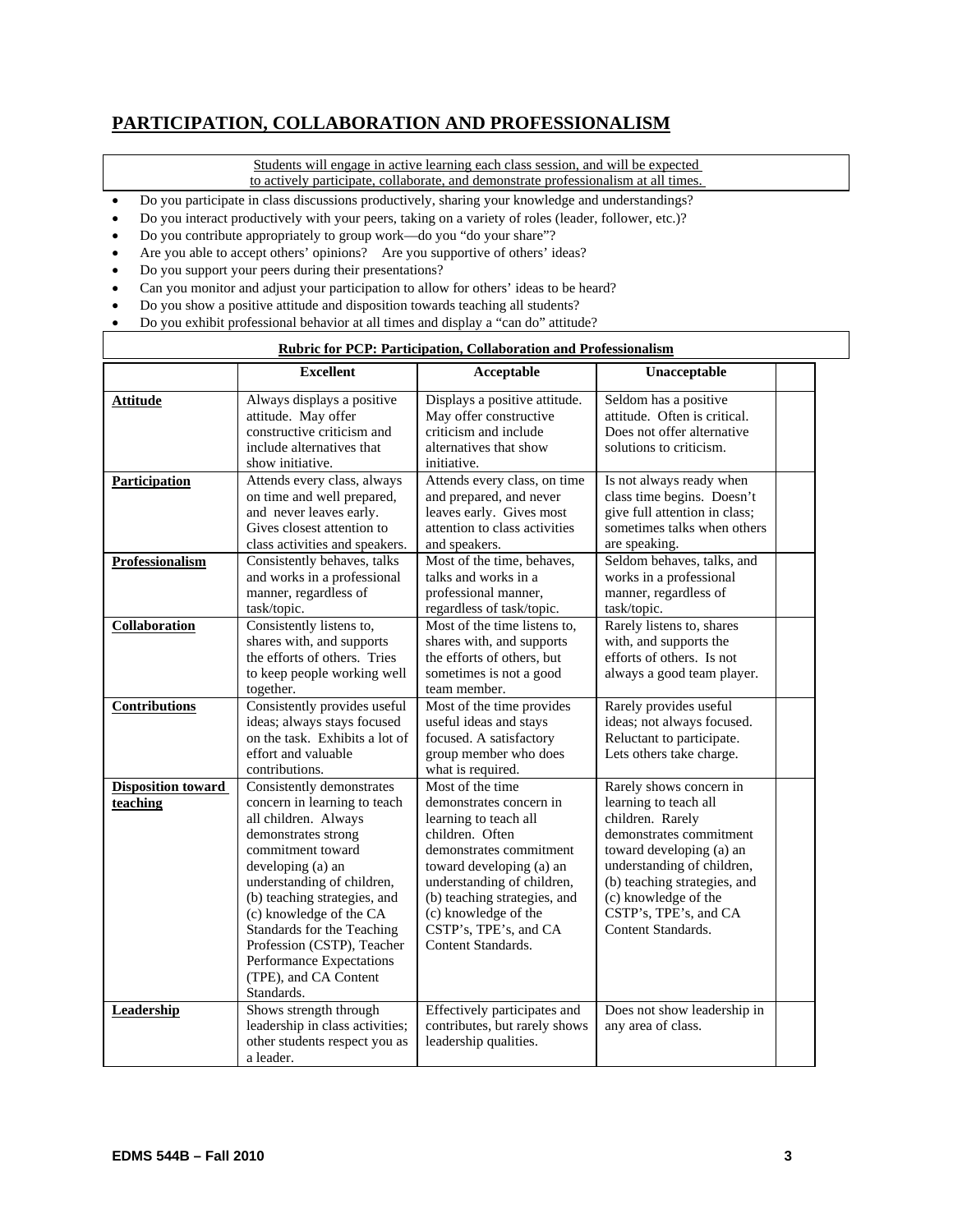## PARTICIPATION, COLLABORATION AND PROFESSIONALISM

Students will engage in active learning each class session, and will be expected to actively participate, collaborate, and demonstrate professionalism at all times.

- Do you participate in class discussions productively, sharing your knowledge and understandings?
- Do you interact productively with your peers, taking on a variety of roles (leader, follower, etc.)?
- Do you contribute appropriately to group work—do you "do your share"?
- Are you able to accept others' opinions? Are you supportive of others' ideas?
- Do you support your peers during their presentations?
- Can you monitor and adjust your participation to allow for others' ideas to be heard?
- Do you show a positive attitude and disposition towards teaching all students?
- Do you exhibit professional behavior at all times and display a "can do" attitude?

**Rubric for PCP: Participation, Collaboration and Professionalism**

| | Excellent | Acceptable | Unacceptable | |
|---|---|---|---|---|
| **Attitude** | Always displays a positive attitude. May offer constructive criticism and include alternatives that show initiative. | Displays a positive attitude. May offer constructive criticism and include alternatives that show initiative. | Seldom has a positive attitude. Often is critical. Does not offer alternative solutions to criticism. | |
| **Participation** | Attends every class, always on time and well prepared, and never leaves early. Gives closest attention to class activities and speakers. | Attends every class, on time and prepared, and never leaves early. Gives most attention to class activities and speakers. | Is not always ready when class time begins. Doesn't give full attention in class; sometimes talks when others are speaking. | |
| **Professionalism** | Consistently behaves, talks and works in a professional manner, regardless of task/topic. | Most of the time, behaves, talks and works in a professional manner, regardless of task/topic. | Seldom behaves, talks, and works in a professional manner, regardless of task/topic. | |
| **Collaboration** | Consistently listens to, shares with, and supports the efforts of others. Tries to keep people working well together. | Most of the time listens to, shares with, and supports the efforts of others, but sometimes is not a good team member. | Rarely listens to, shares with, and supports the efforts of others. Is not always a good team player. | |
| **Contributions** | Consistently provides useful ideas; always stays focused on the task. Exhibits a lot of effort and valuable contributions. | Most of the time provides useful ideas and stays focused. A satisfactory group member who does what is required. | Rarely provides useful ideas; not always focused. Reluctant to participate. Lets others take charge. | |
| **Disposition toward teaching** | Consistently demonstrates concern in learning to teach all children. Always demonstrates strong commitment toward developing (a) an understanding of children, (b) teaching strategies, and (c) knowledge of the CA Standards for the Teaching Profession (CSTP), Teacher Performance Expectations (TPE), and CA Content Standards. | Most of the time demonstrates concern in learning to teach all children. Often demonstrates commitment toward developing (a) an understanding of children, (b) teaching strategies, and (c) knowledge of the CSTP's, TPE's, and CA Content Standards. | Rarely shows concern in learning to teach all children. Rarely demonstrates commitment toward developing (a) an understanding of children, (b) teaching strategies, and (c) knowledge of the CSTP's, TPE's, and CA Content Standards. | |
| **Leadership** | Shows strength through leadership in class activities; other students respect you as a leader. | Effectively participates and contributes, but rarely shows leadership qualities. | Does not show leadership in any area of class. | |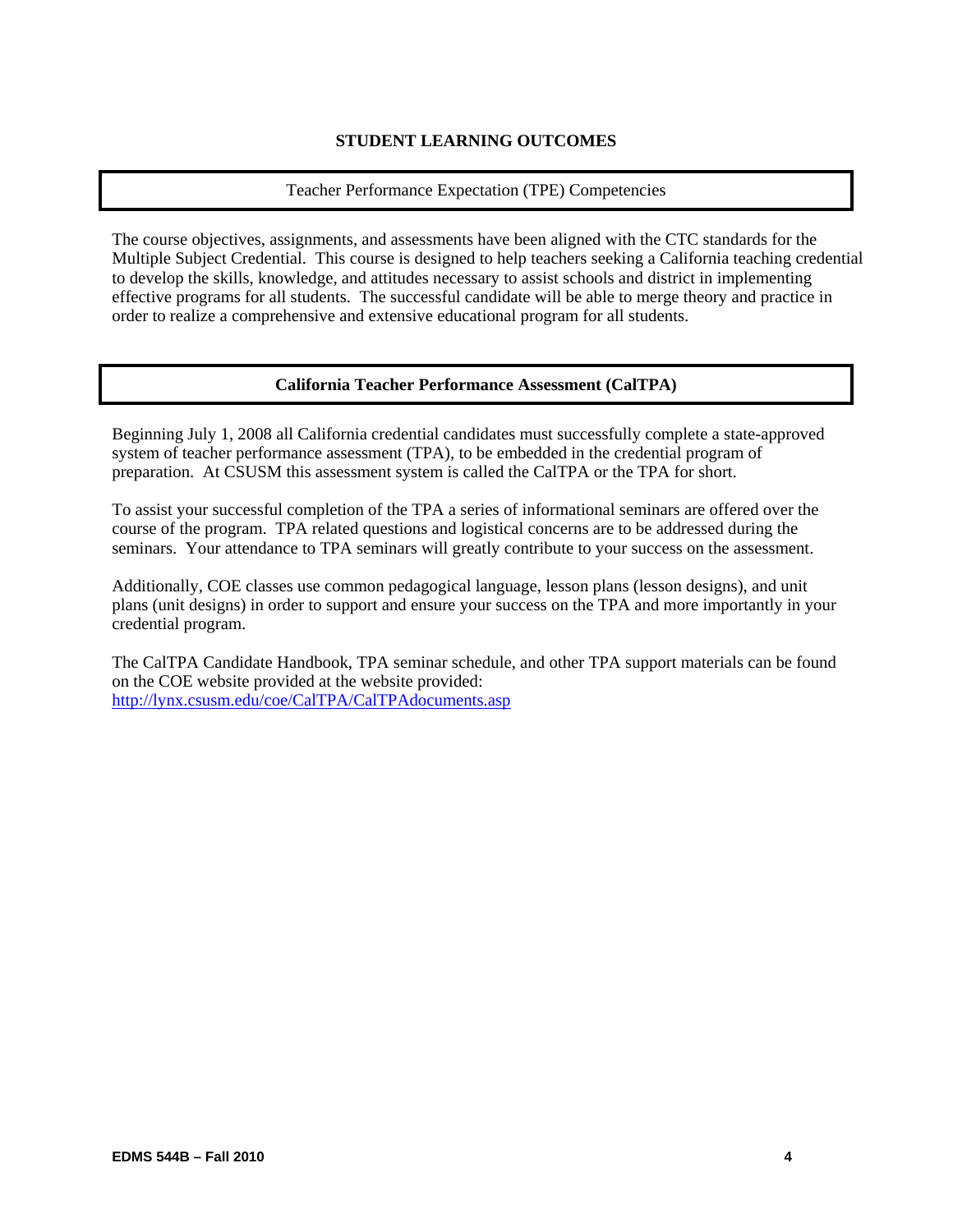## STUDENT LEARNING OUTCOMES

### Teacher Performance Expectation (TPE) Competencies

The course objectives, assignments, and assessments have been aligned with the CTC standards for the Multiple Subject Credential. This course is designed to help teachers seeking a California teaching credential to develop the skills, knowledge, and attitudes necessary to assist schools and district in implementing effective programs for all students. The successful candidate will be able to merge theory and practice in order to realize a comprehensive and extensive educational program for all students.

### **California Teacher Performance Assessment (CalTPA)**

Beginning July 1, 2008 all California credential candidates must successfully complete a state-approved system of teacher performance assessment (TPA), to be embedded in the credential program of preparation. At CSUSM this assessment system is called the CalTPA or the TPA for short.

To assist your successful completion of the TPA a series of informational seminars are offered over the course of the program. TPA related questions and logistical concerns are to be addressed during the seminars. Your attendance to TPA seminars will greatly contribute to your success on the assessment.

Additionally, COE classes use common pedagogical language, lesson plans (lesson designs), and unit plans (unit designs) in order to support and ensure your success on the TPA and more importantly in your credential program.

The CalTPA Candidate Handbook, TPA seminar schedule, and other TPA support materials can be found on the COE website provided at the website provided:
http://lynx.csusm.edu/coe/CalTPA/CalTPAdocuments.asp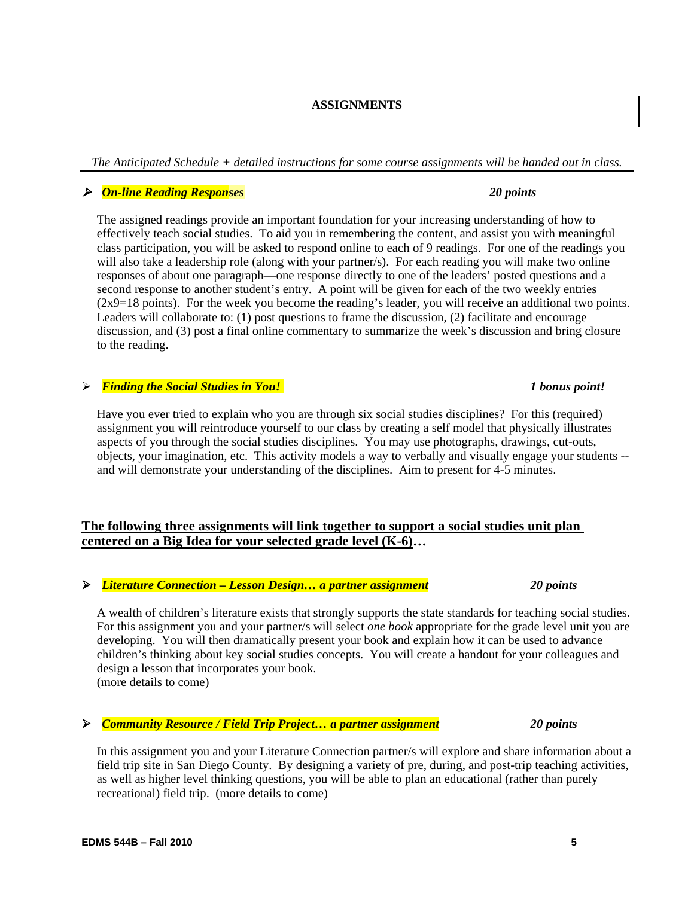## ASSIGNMENTS

*The Anticipated Schedule + detailed instructions for some course assignments will be handed out in class.*

- ***On-line Reading Responses*** — ***20 points***

The assigned readings provide an important foundation for your increasing understanding of how to effectively teach social studies. To aid you in remembering the content, and assist you with meaningful class participation, you will be asked to respond online to each of 9 readings. For one of the readings you will also take a leadership role (along with your partner/s). For each reading you will make two online responses of about one paragraph—one response directly to one of the leaders' posted questions and a second response to another student's entry. A point will be given for each of the two weekly entries (2x9=18 points). For the week you become the reading's leader, you will receive an additional two points. Leaders will collaborate to: (1) post questions to frame the discussion, (2) facilitate and encourage discussion, and (3) post a final online commentary to summarize the week's discussion and bring closure to the reading.

- ***Finding the Social Studies in You!*** — ***1 bonus point!***

Have you ever tried to explain who you are through six social studies disciplines? For this (required) assignment you will reintroduce yourself to our class by creating a self model that physically illustrates aspects of you through the social studies disciplines. You may use photographs, drawings, cut-outs, objects, your imagination, etc. This activity models a way to verbally and visually engage your students -- and will demonstrate your understanding of the disciplines. Aim to present for 4-5 minutes.

**The following three assignments will link together to support a social studies unit plan centered on a Big Idea for your selected grade level (K-6)…**

- ***Literature Connection – Lesson Design… a partner assignment*** — ***20 points***

A wealth of children's literature exists that strongly supports the state standards for teaching social studies. For this assignment you and your partner/s will select *one book* appropriate for the grade level unit you are developing. You will then dramatically present your book and explain how it can be used to advance children's thinking about key social studies concepts. You will create a handout for your colleagues and design a lesson that incorporates your book.
(more details to come)

- ***Community Resource / Field Trip Project… a partner assignment*** — ***20 points***

In this assignment you and your Literature Connection partner/s will explore and share information about a field trip site in San Diego County. By designing a variety of pre, during, and post-trip teaching activities, as well as higher level thinking questions, you will be able to plan an educational (rather than purely recreational) field trip. (more details to come)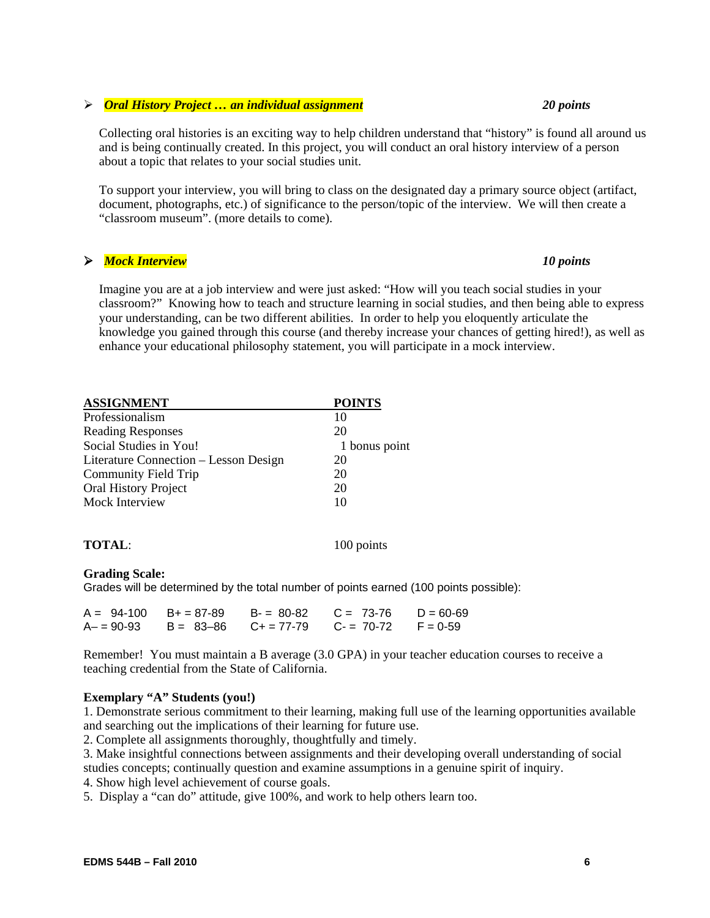- ***Oral History Project … an individual assignment*** ***20 points***

Collecting oral histories is an exciting way to help children understand that "history" is found all around us and is being continually created. In this project, you will conduct an oral history interview of a person about a topic that relates to your social studies unit.

To support your interview, you will bring to class on the designated day a primary source object (artifact, document, photographs, etc.) of significance to the person/topic of the interview. We will then create a "classroom museum". (more details to come).

- ***Mock Interview*** ***10 points***

Imagine you are at a job interview and were just asked: "How will you teach social studies in your classroom?" Knowing how to teach and structure learning in social studies, and then being able to express your understanding, can be two different abilities. In order to help you eloquently articulate the knowledge you gained through this course (and thereby increase your chances of getting hired!), as well as enhance your educational philosophy statement, you will participate in a mock interview.

| ASSIGNMENT | POINTS |
|---|---|
| Professionalism | 10 |
| Reading Responses | 20 |
| Social Studies in You! | 1 bonus point |
| Literature Connection – Lesson Design | 20 |
| Community Field Trip | 20 |
| Oral History Project | 20 |
| Mock Interview | 10 |
| **TOTAL**: | 100 points |

**Grading Scale:**
Grades will be determined by the total number of points earned (100 points possible):

| | | | | |
|---|---|---|---|---|
| A = 94-100 | B+ = 87-89 | B- = 80-82 | C = 73-76 | D = 60-69 |
| A– = 90-93 | B = 83–86 | C+ = 77-79 | C- = 70-72 | F = 0-59 |

Remember! You must maintain a B average (3.0 GPA) in your teacher education courses to receive a teaching credential from the State of California.

**Exemplary "A" Students (you!)**

1. Demonstrate serious commitment to their learning, making full use of the learning opportunities available and searching out the implications of their learning for future use.
2. Complete all assignments thoroughly, thoughtfully and timely.
3. Make insightful connections between assignments and their developing overall understanding of social studies concepts; continually question and examine assumptions in a genuine spirit of inquiry.
4. Show high level achievement of course goals.
5. Display a "can do" attitude, give 100%, and work to help others learn too.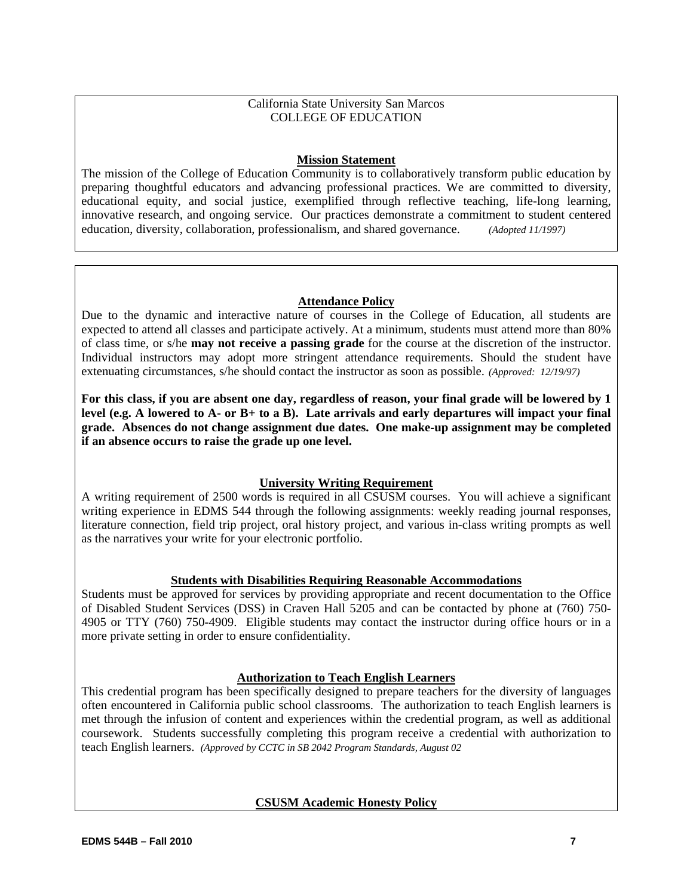California State University San Marcos
COLLEGE OF EDUCATION

## Mission Statement

The mission of the College of Education Community is to collaboratively transform public education by preparing thoughtful educators and advancing professional practices. We are committed to diversity, educational equity, and social justice, exemplified through reflective teaching, life-long learning, innovative research, and ongoing service. Our practices demonstrate a commitment to student centered education, diversity, collaboration, professionalism, and shared governance. *(Adopted 11/1997)*

## Attendance Policy

Due to the dynamic and interactive nature of courses in the College of Education, all students are expected to attend all classes and participate actively. At a minimum, students must attend more than 80% of class time, or s/he **may not receive a passing grade** for the course at the discretion of the instructor. Individual instructors may adopt more stringent attendance requirements. Should the student have extenuating circumstances, s/he should contact the instructor as soon as possible. *(Approved: 12/19/97)*

**For this class, if you are absent one day, regardless of reason, your final grade will be lowered by 1 level (e.g. A lowered to A- or B+ to a B). Late arrivals and early departures will impact your final grade. Absences do not change assignment due dates. One make-up assignment may be completed if an absence occurs to raise the grade up one level.**

## University Writing Requirement

A writing requirement of 2500 words is required in all CSUSM courses. You will achieve a significant writing experience in EDMS 544 through the following assignments: weekly reading journal responses, literature connection, field trip project, oral history project, and various in-class writing prompts as well as the narratives your write for your electronic portfolio.

## Students with Disabilities Requiring Reasonable Accommodations

Students must be approved for services by providing appropriate and recent documentation to the Office of Disabled Student Services (DSS) in Craven Hall 5205 and can be contacted by phone at (760) 750-4905 or TTY (760) 750-4909. Eligible students may contact the instructor during office hours or in a more private setting in order to ensure confidentiality.

## Authorization to Teach English Learners

This credential program has been specifically designed to prepare teachers for the diversity of languages often encountered in California public school classrooms. The authorization to teach English learners is met through the infusion of content and experiences within the credential program, as well as additional coursework. Students successfully completing this program receive a credential with authorization to teach English learners. *(Approved by CCTC in SB 2042 Program Standards, August 02*

## CSUSM Academic Honesty Policy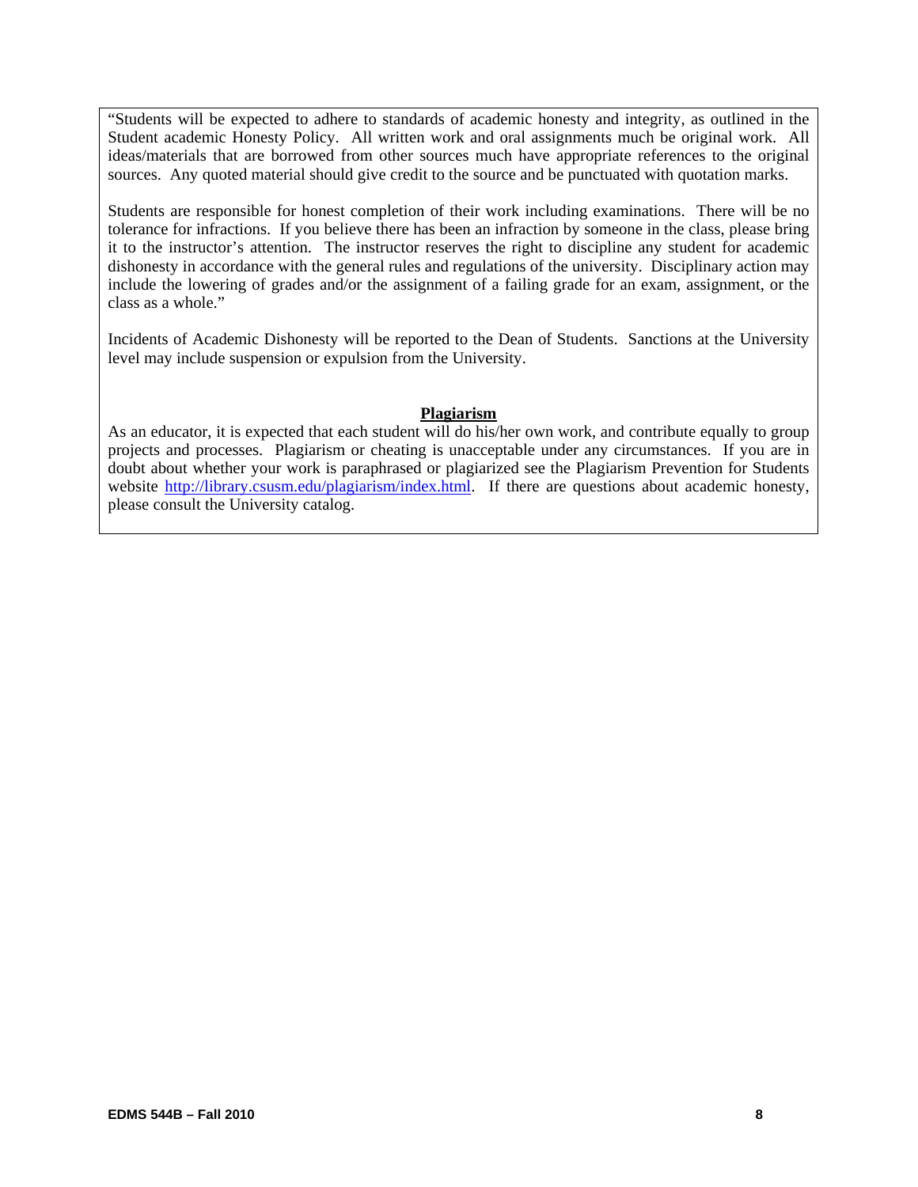"Students will be expected to adhere to standards of academic honesty and integrity, as outlined in the Student academic Honesty Policy. All written work and oral assignments much be original work. All ideas/materials that are borrowed from other sources much have appropriate references to the original sources. Any quoted material should give credit to the source and be punctuated with quotation marks.

Students are responsible for honest completion of their work including examinations. There will be no tolerance for infractions. If you believe there has been an infraction by someone in the class, please bring it to the instructor's attention. The instructor reserves the right to discipline any student for academic dishonesty in accordance with the general rules and regulations of the university. Disciplinary action may include the lowering of grades and/or the assignment of a failing grade for an exam, assignment, or the class as a whole."

Incidents of Academic Dishonesty will be reported to the Dean of Students. Sanctions at the University level may include suspension or expulsion from the University.

**Plagiarism**

As an educator, it is expected that each student will do his/her own work, and contribute equally to group projects and processes. Plagiarism or cheating is unacceptable under any circumstances. If you are in doubt about whether your work is paraphrased or plagiarized see the Plagiarism Prevention for Students website http://library.csusm.edu/plagiarism/index.html. If there are questions about academic honesty, please consult the University catalog.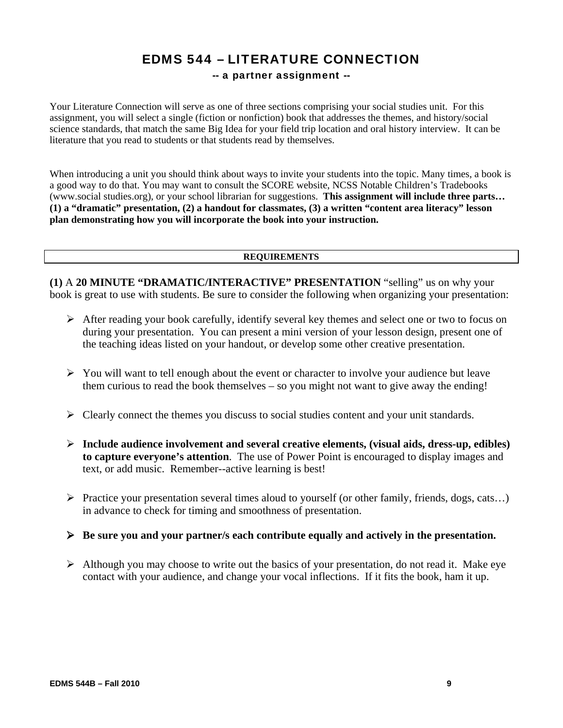# EDMS 544 – LITERATURE CONNECTION

### -- a partner assignment --

Your Literature Connection will serve as one of three sections comprising your social studies unit. For this assignment, you will select a single (fiction or nonfiction) book that addresses the themes, and history/social science standards, that match the same Big Idea for your field trip location and oral history interview. It can be literature that you read to students or that students read by themselves.

When introducing a unit you should think about ways to invite your students into the topic. Many times, a book is a good way to do that. You may want to consult the SCORE website, NCSS Notable Children's Tradebooks (www.social studies.org), or your school librarian for suggestions. **This assignment will include three parts… (1) a "dramatic" presentation, (2) a handout for classmates, (3) a written "content area literacy" lesson plan demonstrating how you will incorporate the book into your instruction.**

**REQUIREMENTS**

**(1)** A **20 MINUTE "DRAMATIC/INTERACTIVE" PRESENTATION** "selling" us on why your book is great to use with students. Be sure to consider the following when organizing your presentation:

- After reading your book carefully, identify several key themes and select one or two to focus on during your presentation. You can present a mini version of your lesson design, present one of the teaching ideas listed on your handout, or develop some other creative presentation.

- You will want to tell enough about the event or character to involve your audience but leave them curious to read the book themselves – so you might not want to give away the ending!

- Clearly connect the themes you discuss to social studies content and your unit standards.

- **Include audience involvement and several creative elements, (visual aids, dress-up, edibles) to capture everyone's attention**. The use of Power Point is encouraged to display images and text, or add music. Remember--active learning is best!

- Practice your presentation several times aloud to yourself (or other family, friends, dogs, cats…) in advance to check for timing and smoothness of presentation.

- **Be sure you and your partner/s each contribute equally and actively in the presentation.**

- Although you may choose to write out the basics of your presentation, do not read it. Make eye contact with your audience, and change your vocal inflections. If it fits the book, ham it up.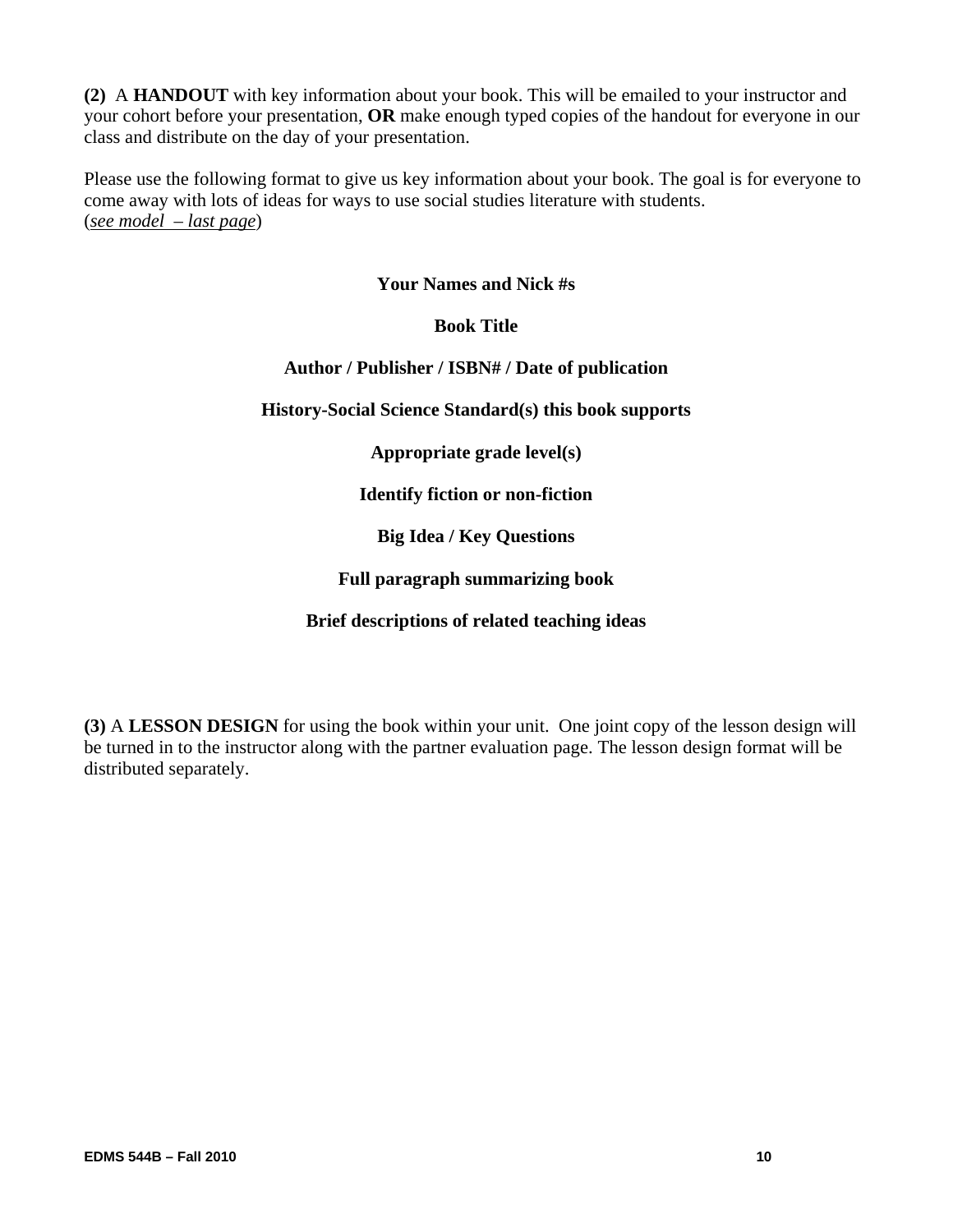**(2)** A **HANDOUT** with key information about your book. This will be emailed to your instructor and your cohort before your presentation, **OR** make enough typed copies of the handout for everyone in our class and distribute on the day of your presentation.

Please use the following format to give us key information about your book. The goal is for everyone to come away with lots of ideas for ways to use social studies literature with students.
(*see model – last page*)

**Your Names and Nick #s**

**Book Title**

**Author / Publisher / ISBN# / Date of publication**

**History-Social Science Standard(s) this book supports**

**Appropriate grade level(s)**

**Identify fiction or non-fiction**

**Big Idea / Key Questions**

**Full paragraph summarizing book**

**Brief descriptions of related teaching ideas**

**(3)** A **LESSON DESIGN** for using the book within your unit. One joint copy of the lesson design will be turned in to the instructor along with the partner evaluation page. The lesson design format will be distributed separately.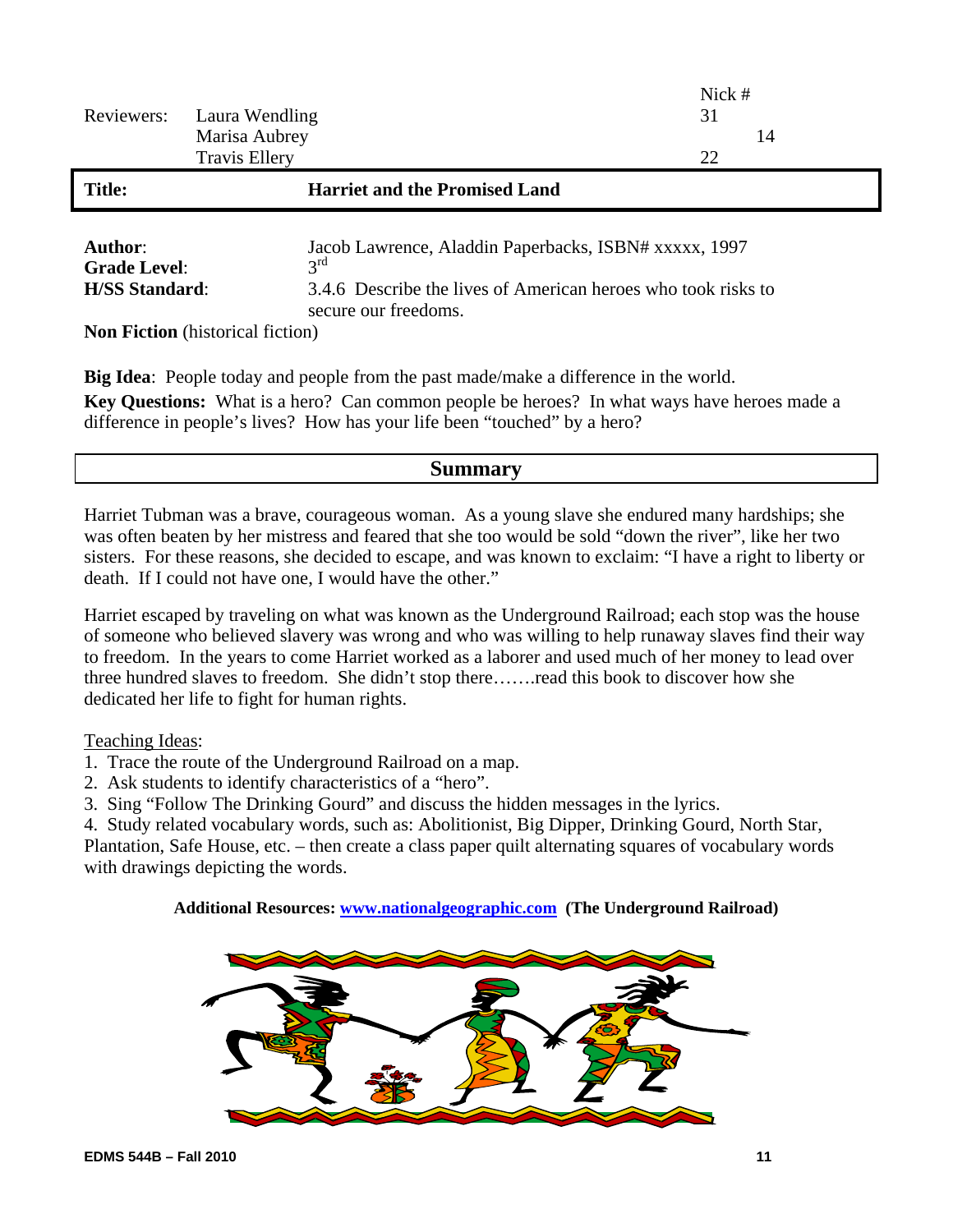| | | Nick # |
|---|---|---|
| Reviewers: | Laura Wendling | 31 |
| | Marisa Aubrey | 14 |
| | Travis Ellery | 22 |

## Title: Harriet and the Promised Land

**Author**: Jacob Lawrence, Aladdin Paperbacks, ISBN# xxxxx, 1997
**Grade Level**: 3rd
**H/SS Standard**: 3.4.6 Describe the lives of American heroes who took risks to secure our freedoms.

**Non Fiction** (historical fiction)

**Big Idea**: People today and people from the past made/make a difference in the world.

**Key Questions:** What is a hero? Can common people be heroes? In what ways have heroes made a difference in people's lives? How has your life been "touched" by a hero?

## Summary

Harriet Tubman was a brave, courageous woman. As a young slave she endured many hardships; she was often beaten by her mistress and feared that she too would be sold "down the river", like her two sisters. For these reasons, she decided to escape, and was known to exclaim: "I have a right to liberty or death. If I could not have one, I would have the other."

Harriet escaped by traveling on what was known as the Underground Railroad; each stop was the house of someone who believed slavery was wrong and who was willing to help runaway slaves find their way to freedom. In the years to come Harriet worked as a laborer and used much of her money to lead over three hundred slaves to freedom. She didn't stop there…….read this book to discover how she dedicated her life to fight for human rights.

Teaching Ideas:

1. Trace the route of the Underground Railroad on a map.
2. Ask students to identify characteristics of a "hero".
3. Sing "Follow The Drinking Gourd" and discuss the hidden messages in the lyrics.
4. Study related vocabulary words, such as: Abolitionist, Big Dipper, Drinking Gourd, North Star, Plantation, Safe House, etc. – then create a class paper quilt alternating squares of vocabulary words with drawings depicting the words.

**Additional Resources: www.nationalgeographic.com (The Underground Railroad)**